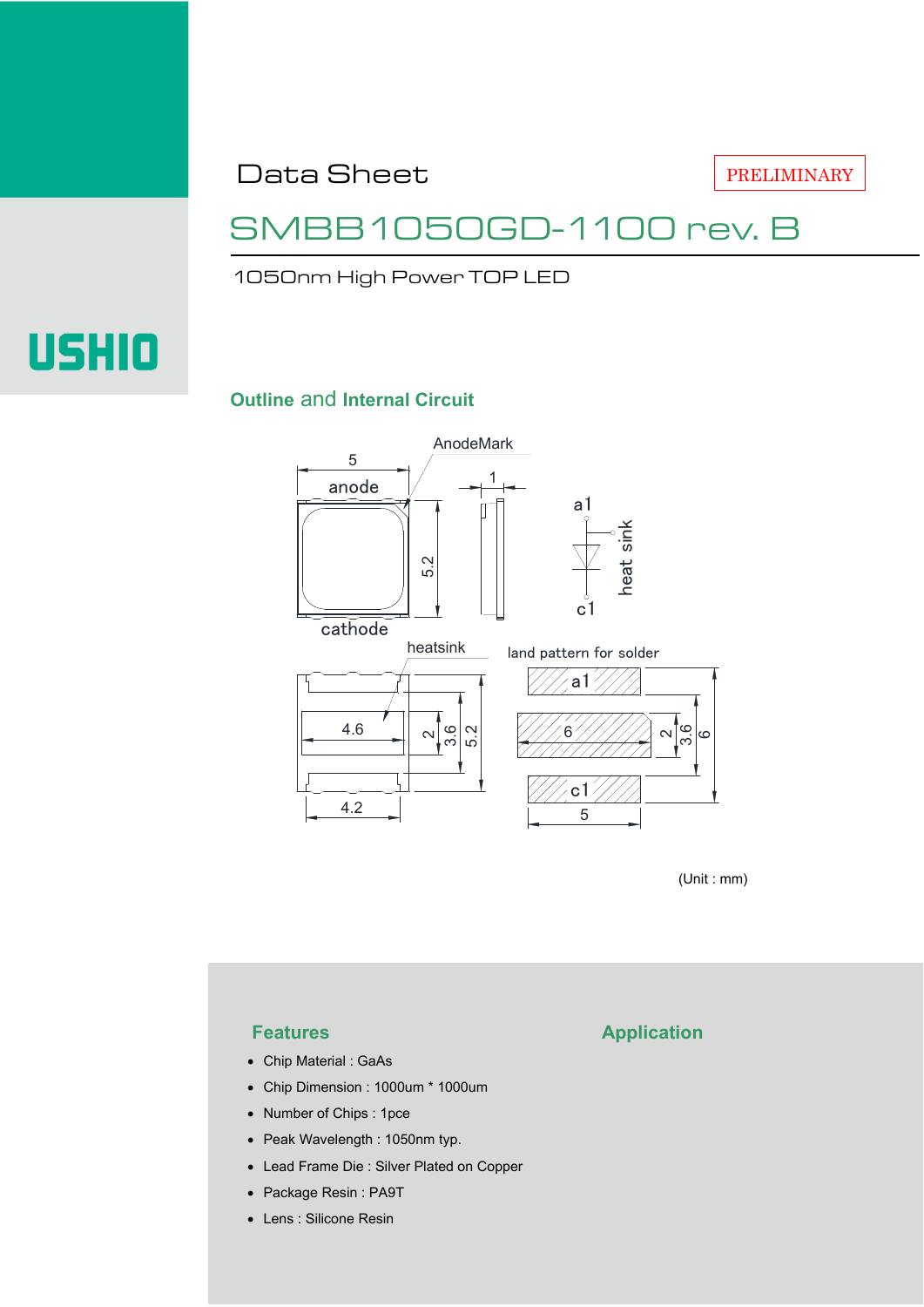USHIO

# Data Sheet

PRELIMINARY

# SMBB1050GD-1100 rev. B

1050nm High Power TOP LED

## Outline and Internal Circuit

AnodeMark

anode

cathode

heatsink

land pattern for solder

a1

c1

heat sink

(Unit : mm)

## Features

- Chip Material : GaAs
- Chip Dimension : 1000um * 1000um
- Number of Chips : 1pce
- Peak Wavelength : 1050nm typ.
- Lead Frame Die : Silver Plated on Copper
- Package Resin : PA9T
- Lens : Silicone Resin

## Application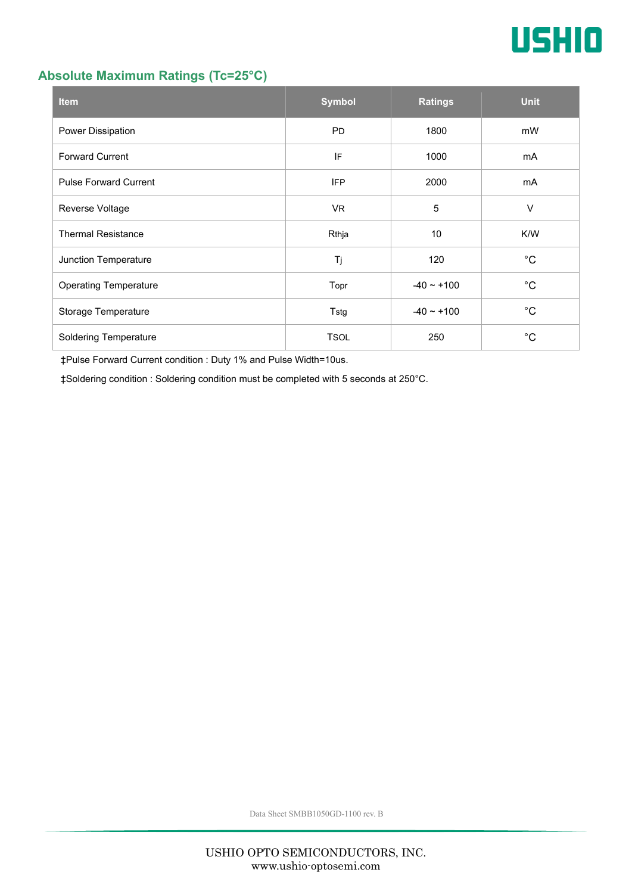## Absolute Maximum Ratings (Tc=25°C)

| Item | Symbol | Ratings | Unit |
|---|---|---|---|
| Power Dissipation | PD | 1800 | mW |
| Forward Current | IF | 1000 | mA |
| Pulse Forward Current | IFP | 2000 | mA |
| Reverse Voltage | VR | 5 | V |
| Thermal Resistance | Rthja | 10 | K/W |
| Junction Temperature | Tj | 120 | °C |
| Operating Temperature | Topr | -40 ~ +100 | °C |
| Storage Temperature | Tstg | -40 ~ +100 | °C |
| Soldering Temperature | TSOL | 250 | °C |

‡Pulse Forward Current condition : Duty 1% and Pulse Width=10us.

‡Soldering condition : Soldering condition must be completed with 5 seconds at 250°C.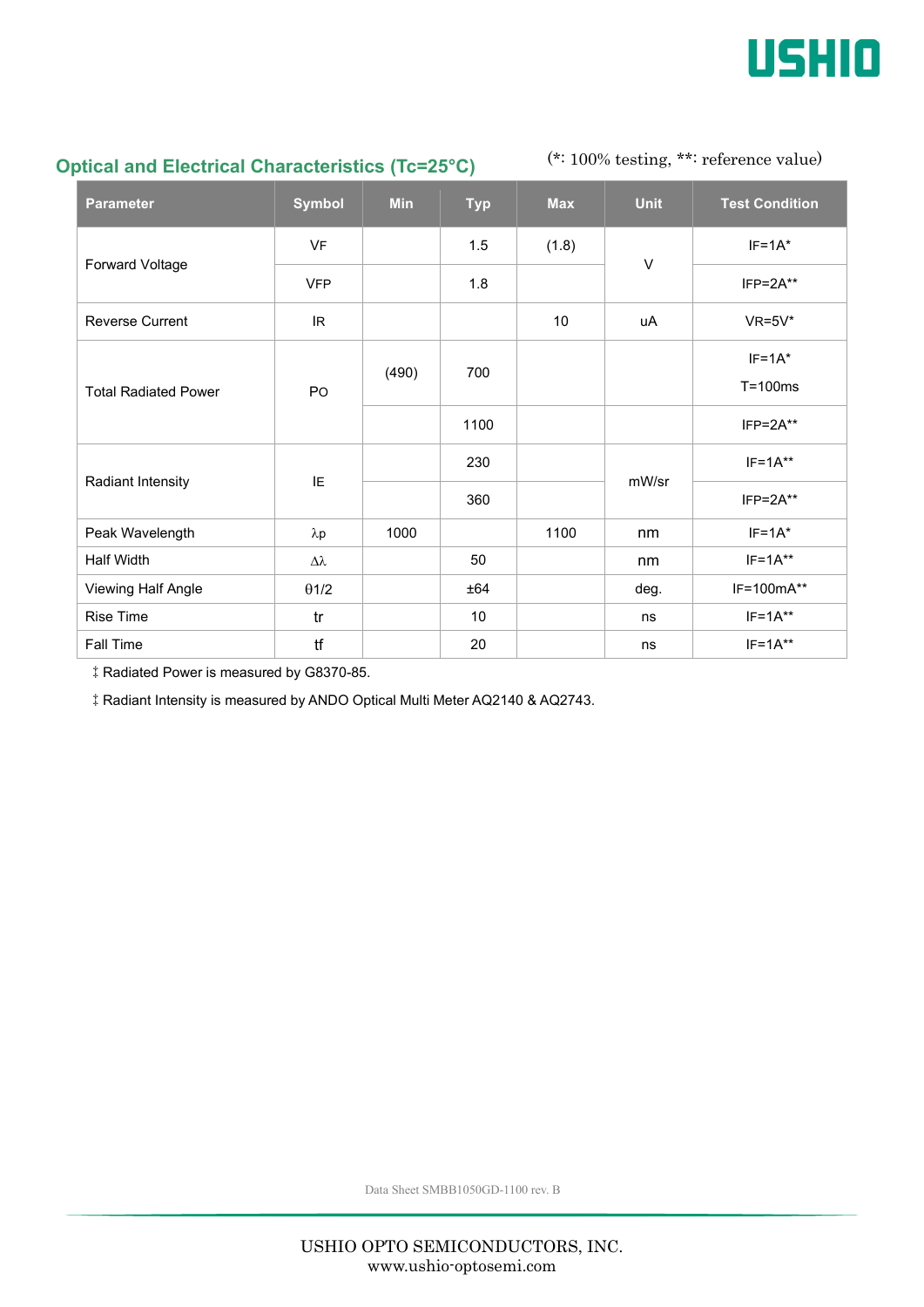## Optical and Electrical Characteristics (Tc=25°C)

(*: 100% testing, **: reference value)

| Parameter | Symbol | Min | Typ | Max | Unit | Test Condition |
|---|---|---|---|---|---|---|
| Forward Voltage | VF | | 1.5 | (1.8) | V | IF=1A* |
| | VFP | | 1.8 | | | IFP=2A** |
| Reverse Current | IR | | | 10 | uA | VR=5V* |
| Total Radiated Power | PO | (490) | 700 | | | IF=1A* T=100ms |
| | | | 1100 | | | IFP=2A** |
| Radiant Intensity | IE | | 230 | | mW/sr | IF=1A** |
| | | | 360 | | | IFP=2A** |
| Peak Wavelength | λp | 1000 | | 1100 | nm | IF=1A* |
| Half Width | Δλ | | 50 | | nm | IF=1A** |
| Viewing Half Angle | θ1/2 | | ±64 | | deg. | IF=100mA** |
| Rise Time | tr | | 10 | | ns | IF=1A** |
| Fall Time | tf | | 20 | | ns | IF=1A** |

‡ Radiated Power is measured by G8370-85.

‡ Radiant Intensity is measured by ANDO Optical Multi Meter AQ2140 & AQ2743.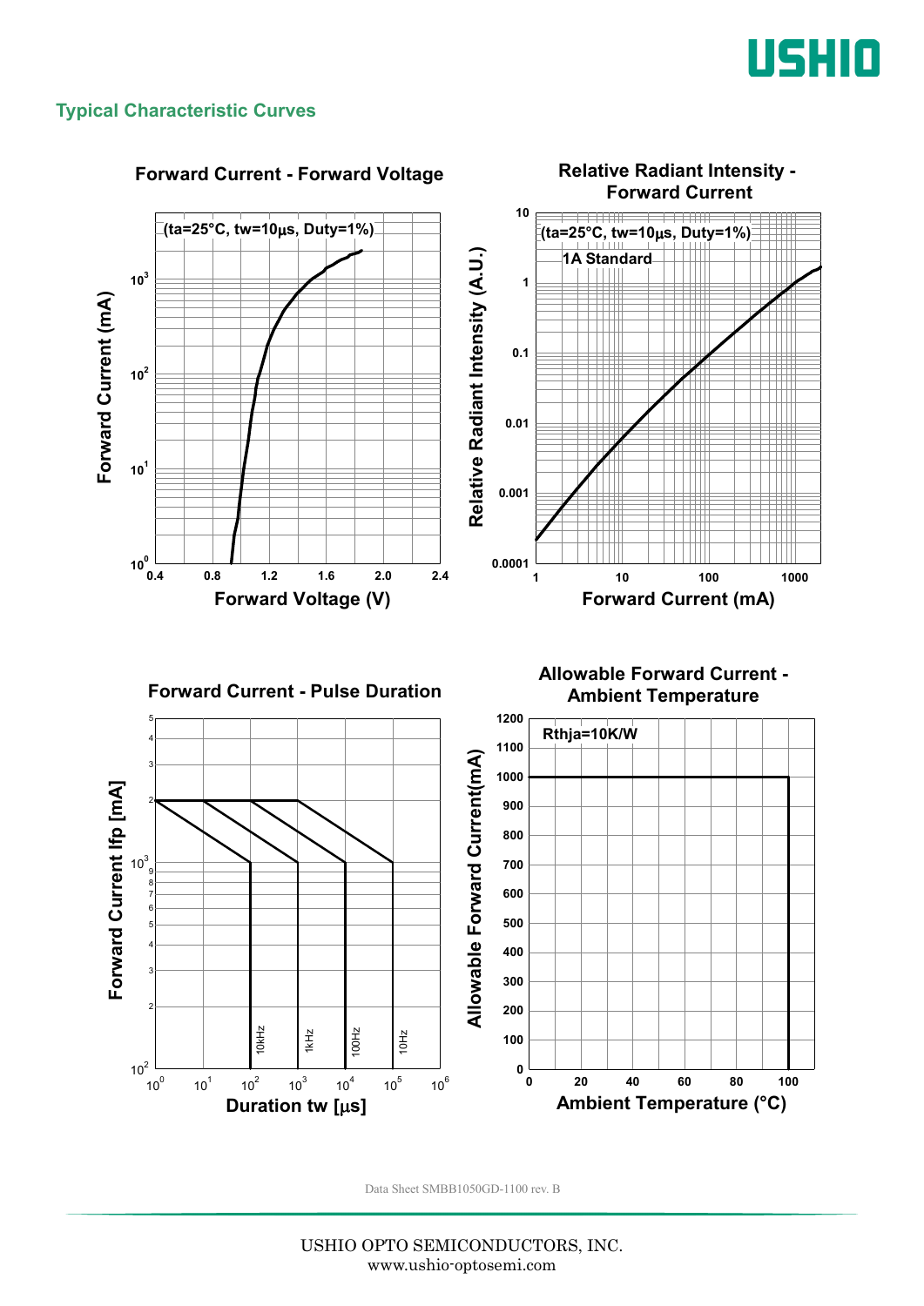## Typical Characteristic Curves

### Forward Current - Forward Voltage

(ta=25°C, tw=10μs, Duty=1%)

Forward Current (mA) vs. Forward Voltage (V)

### Relative Radiant Intensity - Forward Current

(ta=25°C, tw=10μs, Duty=1%)

1A Standard

Relative Radiant Intensity (A.U.) vs. Forward Current (mA)

### Forward Current - Pulse Duration

Forward Current Ifp [mA] vs. Duration tw [μs]

10kHz, 1kHz, 100Hz, 10Hz

### Allowable Forward Current - Ambient Temperature

Rthja=10K/W

Allowable Forward Current(mA) vs. Ambient Temperature (°C)

Data Sheet SMBB1050GD-1100 rev. B

USHIO OPTO SEMICONDUCTORS, INC.
www.ushio-optosemi.com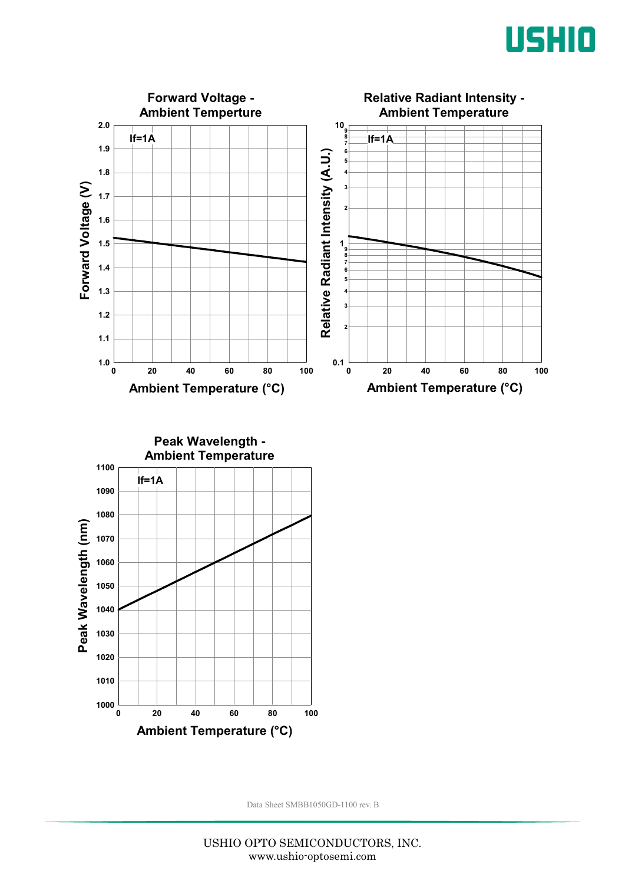### Forward Voltage - Ambient Temperture

If=1A

Forward Voltage (V) vs. Ambient Temperature (°C)

### Relative Radiant Intensity - Ambient Temperature

If=1A

Relative Radiant Intensity (A.U.) vs. Ambient Temperature (°C)

### Peak Wavelength - Ambient Temperature

If=1A

Peak Wavelength (nm) vs. Ambient Temperature (°C)

Data Sheet SMBB1050GD-1100 rev. B

USHIO OPTO SEMICONDUCTORS, INC.
www.ushio-optosemi.com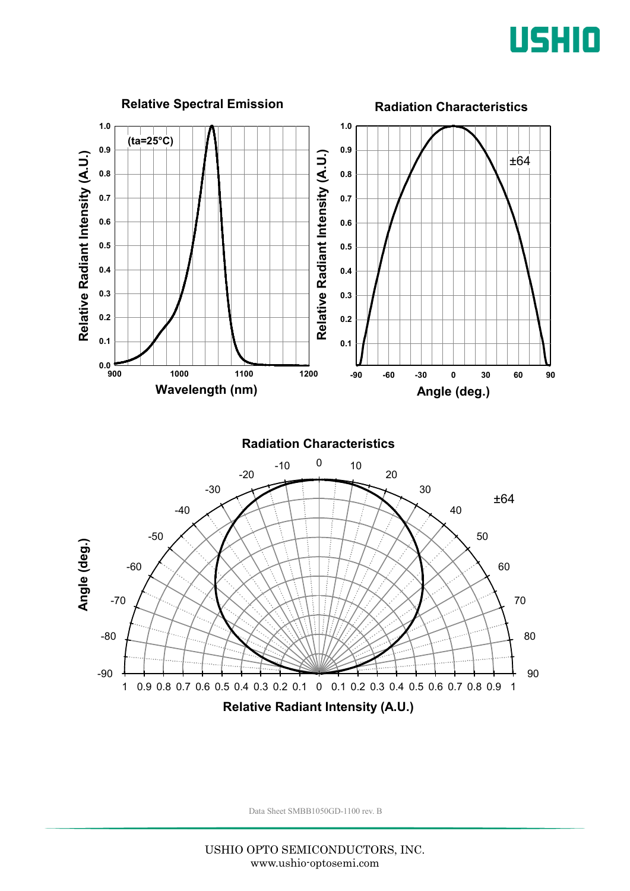## Relative Spectral Emission

(ta=25°C)

Relative Radiant Intensity (A.U.) vs. Wavelength (nm)

## Radiation Characteristics

±64

Relative Radiant Intensity (A.U.) vs. Angle (deg.)

## Radiation Characteristics

±64

Angle (deg.) vs. Relative Radiant Intensity (A.U.)

Data Sheet SMBB1050GD-1100 rev. B

USHIO OPTO SEMICONDUCTORS, INC.
www.ushio-optosemi.com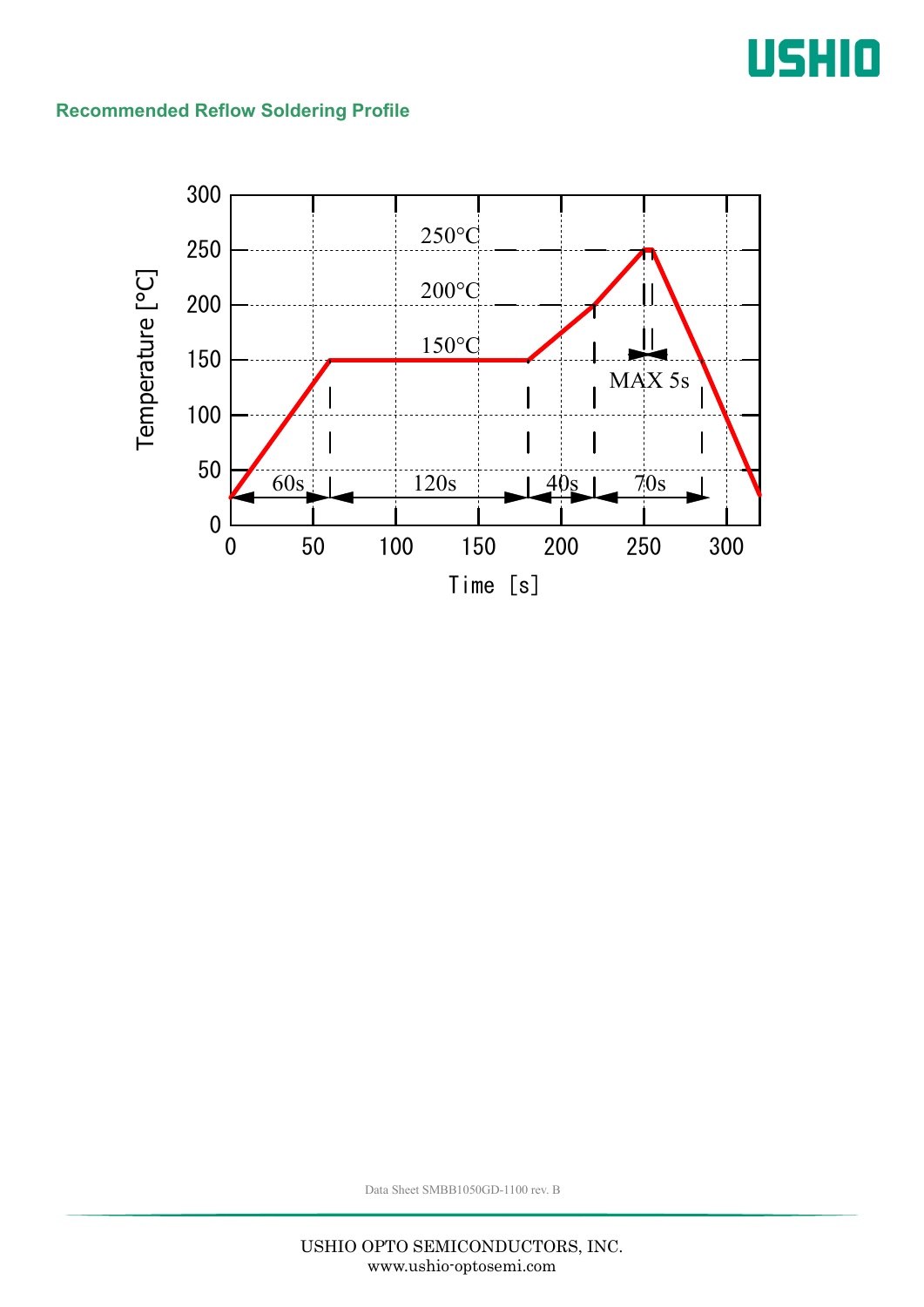## Recommended Reflow Soldering Profile

Temperature [°C] vs. Time [s]

- 250°C
- 200°C
- 150°C
- MAX 5s
- 60s
- 120s
- 40s
- 70s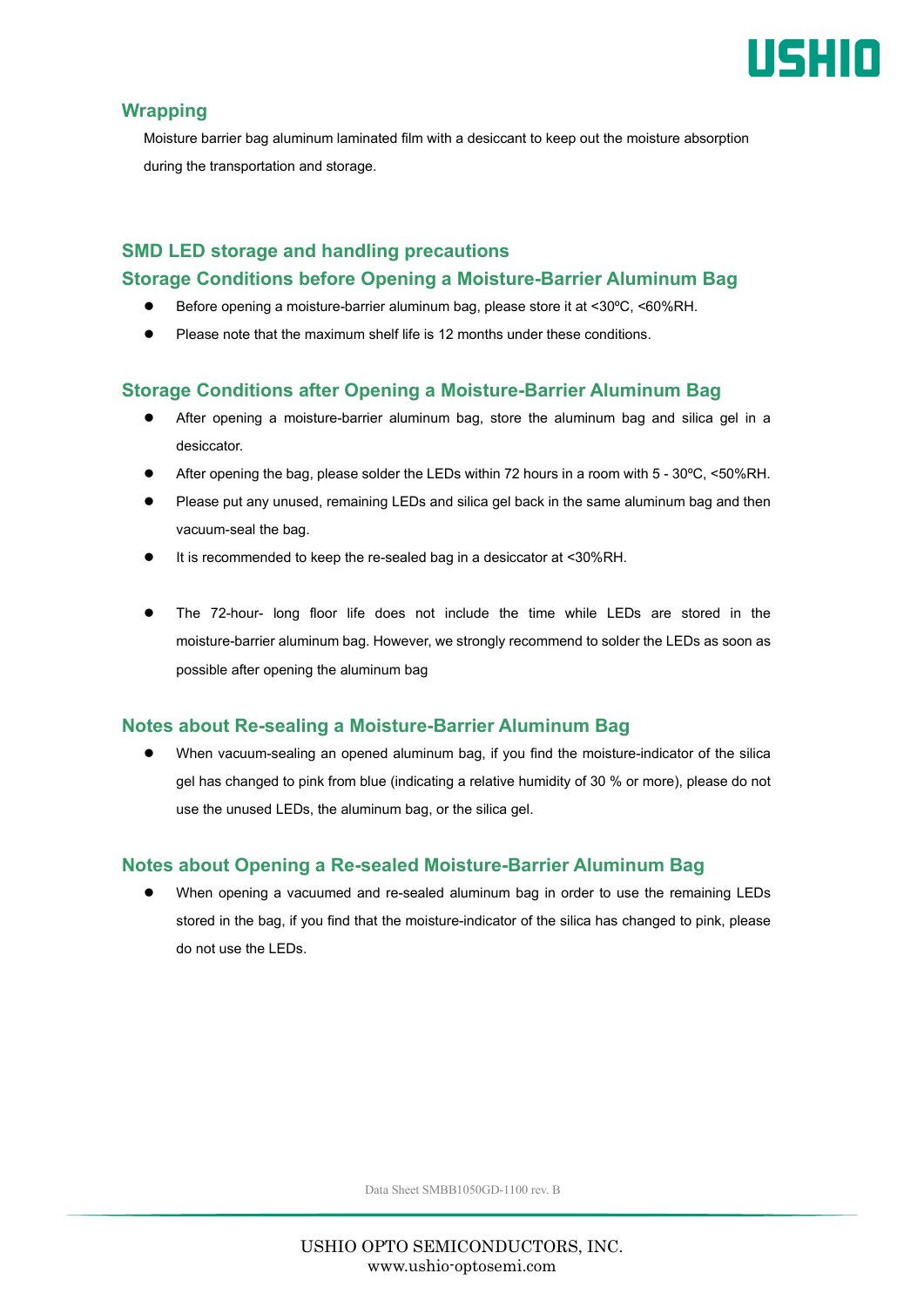## Wrapping

Moisture barrier bag aluminum laminated film with a desiccant to keep out the moisture absorption during the transportation and storage.

## SMD LED storage and handling precautions

### Storage Conditions before Opening a Moisture-Barrier Aluminum Bag

- Before opening a moisture-barrier aluminum bag, please store it at <30ºC, <60%RH.
- Please note that the maximum shelf life is 12 months under these conditions.

### Storage Conditions after Opening a Moisture-Barrier Aluminum Bag

- After opening a moisture-barrier aluminum bag, store the aluminum bag and silica gel in a desiccator.
- After opening the bag, please solder the LEDs within 72 hours in a room with 5 - 30ºC, <50%RH.
- Please put any unused, remaining LEDs and silica gel back in the same aluminum bag and then vacuum-seal the bag.
- It is recommended to keep the re-sealed bag in a desiccator at <30%RH.

- The 72-hour- long floor life does not include the time while LEDs are stored in the moisture-barrier aluminum bag. However, we strongly recommend to solder the LEDs as soon as possible after opening the aluminum bag

### Notes about Re-sealing a Moisture-Barrier Aluminum Bag

- When vacuum-sealing an opened aluminum bag, if you find the moisture-indicator of the silica gel has changed to pink from blue (indicating a relative humidity of 30 % or more), please do not use the unused LEDs, the aluminum bag, or the silica gel.

### Notes about Opening a Re-sealed Moisture-Barrier Aluminum Bag

- When opening a vacuumed and re-sealed aluminum bag in order to use the remaining LEDs stored in the bag, if you find that the moisture-indicator of the silica has changed to pink, please do not use the LEDs.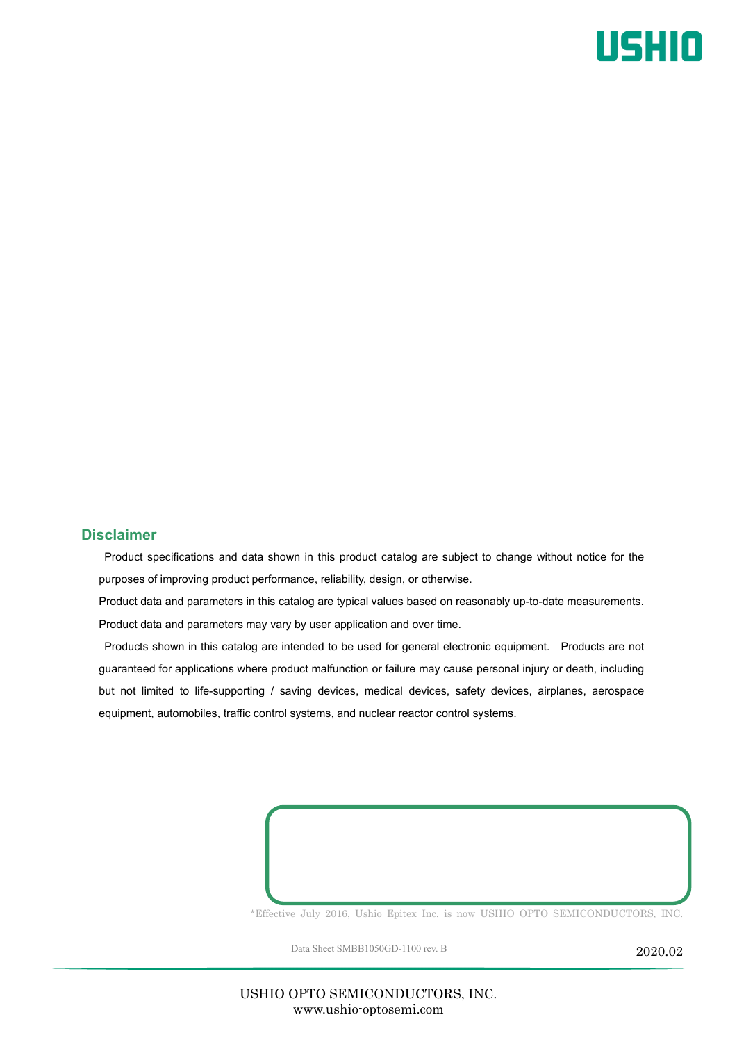## Disclaimer

Product specifications and data shown in this product catalog are subject to change without notice for the purposes of improving product performance, reliability, design, or otherwise.

Product data and parameters in this catalog are typical values based on reasonably up-to-date measurements. Product data and parameters may vary by user application and over time.

Products shown in this catalog are intended to be used for general electronic equipment. Products are not guaranteed for applications where product malfunction or failure may cause personal injury or death, including but not limited to life-supporting / saving devices, medical devices, safety devices, airplanes, aerospace equipment, automobiles, traffic control systems, and nuclear reactor control systems.

*Effective July 2016, Ushio Epitex Inc. is now USHIO OPTO SEMICONDUCTORS, INC.

Data Sheet SMBB1050GD-1100 rev. B

2020.02

USHIO OPTO SEMICONDUCTORS, INC.
www.ushio-optosemi.com